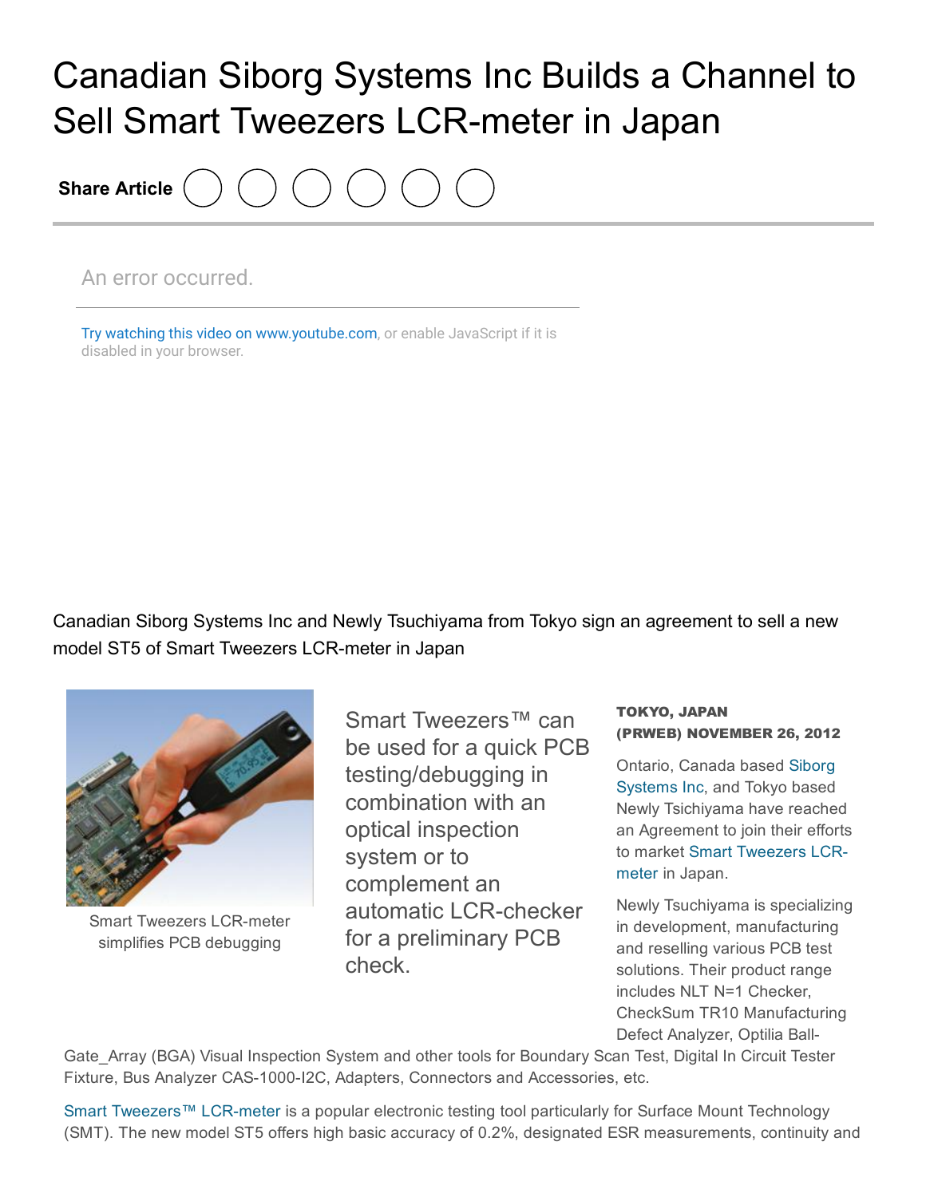# Canadian Siborg Systems Inc Builds a Channel to Sell Smart Tweezers LCR-meter in Japan

Share Article

An error occurred.

Try watching this video on www.youtube.com, or enable JavaScript if it is disabled in your browser.

Canadian Siborg Systems Inc and Newly Tsuchiyama from Tokyo sign an agreement to sell a new model ST5 of Smart Tweezers LCR-meter in Japan

Smart Tweezers LCR-meter simplifies PCB debugging

Smart Tweezers™ can be used for a quick PCB testing/debugging in combination with an optical inspection system or to complement an automatic LCR-checker for a preliminary PCB check.

**TOKYO, JAPAN (PRWEB) NOVEMBER 26, 2012**

Ontario, Canada based Siborg Systems Inc, and Tokyo based Newly Tsichiyama have reached an Agreement to join their efforts to market Smart Tweezers LCR-meter in Japan.

Newly Tsuchiyama is specializing in development, manufacturing and reselling various PCB test solutions. Their product range includes NLT N=1 Checker, CheckSum TR10 Manufacturing Defect Analyzer, Optilia Ball-Gate_Array (BGA) Visual Inspection System and other tools for Boundary Scan Test, Digital In Circuit Tester Fixture, Bus Analyzer CAS-1000-I2C, Adapters, Connectors and Accessories, etc.

Smart Tweezers™ LCR-meter is a popular electronic testing tool particularly for Surface Mount Technology (SMT). The new model ST5 offers high basic accuracy of 0.2%, designated ESR measurements, continuity and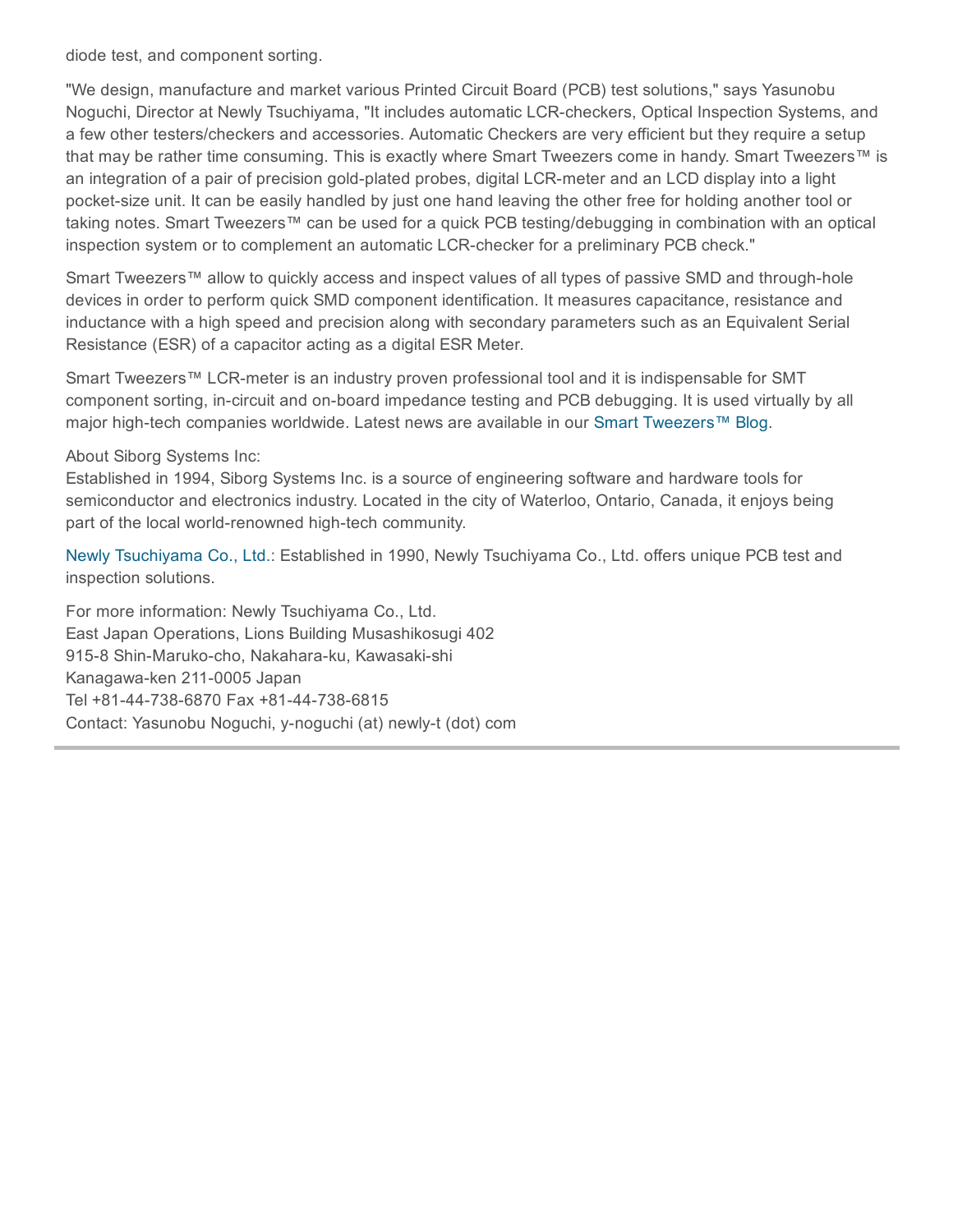diode test, and component sorting.

"We design, manufacture and market various Printed Circuit Board (PCB) test solutions," says Yasunobu Noguchi, Director at Newly Tsuchiyama, "It includes automatic LCR-checkers, Optical Inspection Systems, and a few other testers/checkers and accessories. Automatic Checkers are very efficient but they require a setup that may be rather time consuming. This is exactly where Smart Tweezers come in handy. Smart Tweezers™ is an integration of a pair of precision gold-plated probes, digital LCR-meter and an LCD display into a light pocket-size unit. It can be easily handled by just one hand leaving the other free for holding another tool or taking notes. Smart Tweezers™ can be used for a quick PCB testing/debugging in combination with an optical inspection system or to complement an automatic LCR-checker for a preliminary PCB check."

Smart Tweezers™ allow to quickly access and inspect values of all types of passive SMD and through-hole devices in order to perform quick SMD component identification. It measures capacitance, resistance and inductance with a high speed and precision along with secondary parameters such as an Equivalent Serial Resistance (ESR) of a capacitor acting as a digital ESR Meter.

Smart Tweezers™ LCR-meter is an industry proven professional tool and it is indispensable for SMT component sorting, in-circuit and on-board impedance testing and PCB debugging. It is used virtually by all major high-tech companies worldwide. Latest news are available in our Smart Tweezers™ Blog.

About Siborg Systems Inc:
Established in 1994, Siborg Systems Inc. is a source of engineering software and hardware tools for semiconductor and electronics industry. Located in the city of Waterloo, Ontario, Canada, it enjoys being part of the local world-renowned high-tech community.

Newly Tsuchiyama Co., Ltd.: Established in 1990, Newly Tsuchiyama Co., Ltd. offers unique PCB test and inspection solutions.

For more information: Newly Tsuchiyama Co., Ltd.
East Japan Operations, Lions Building Musashikosugi 402
915-8 Shin-Maruko-cho, Nakahara-ku, Kawasaki-shi
Kanagawa-ken 211-0005 Japan
Tel +81-44-738-6870 Fax +81-44-738-6815
Contact: Yasunobu Noguchi, y-noguchi (at) newly-t (dot) com